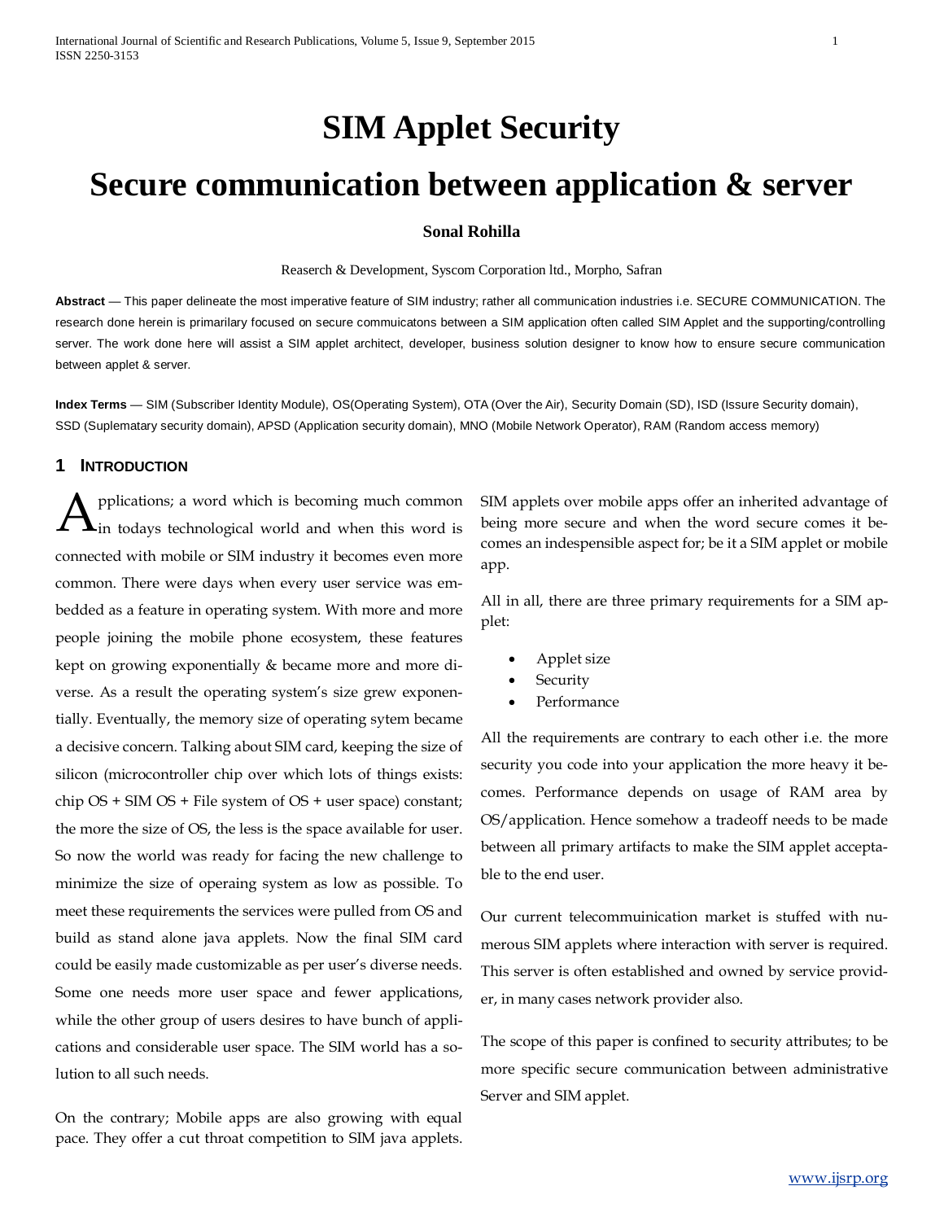# SIM Applet Security

# Secure communication between application & server

**Sonal Rohilla**

Reaserch & Development, Syscom Corporation ltd., Morpho, Safran

**Abstract** — This paper delineate the most imperative feature of SIM industry; rather all communication industries i.e. SECURE COMMUNICATION. The research done herein is primarilary focused on secure commuicatons between a SIM application often called SIM Applet and the supporting/controlling server. The work done here will assist a SIM applet architect, developer, business solution designer to know how to ensure secure communication between applet & server.

**Index Terms** — SIM (Subscriber Identity Module), OS(Operating System), OTA (Over the Air), Security Domain (SD), ISD (Issure Security domain), SSD (Suplematary security domain), APSD (Application security domain), MNO (Mobile Network Operator), RAM (Random access memory)

## 1 INTRODUCTION

Applications; a word which is becoming much common in todays technological world and when this word is connected with mobile or SIM industry it becomes even more common. There were days when every user service was embedded as a feature in operating system. With more and more people joining the mobile phone ecosystem, these features kept on growing exponentially & became more and more diverse. As a result the operating system's size grew exponentially. Eventually, the memory size of operating sytem became a decisive concern. Talking about SIM card, keeping the size of silicon (microcontroller chip over which lots of things exists: chip OS + SIM OS + File system of OS + user space) constant; the more the size of OS, the less is the space available for user. So now the world was ready for facing the new challenge to minimize the size of operaing system as low as possible. To meet these requirements the services were pulled from OS and build as stand alone java applets. Now the final SIM card could be easily made customizable as per user's diverse needs. Some one needs more user space and fewer applications, while the other group of users desires to have bunch of applications and considerable user space. The SIM world has a solution to all such needs.

On the contrary; Mobile apps are also growing with equal pace. They offer a cut throat competition to SIM java applets. SIM applets over mobile apps offer an inherited advantage of being more secure and when the word secure comes it becomes an indespensible aspect for; be it a SIM applet or mobile app.

All in all, there are three primary requirements for a SIM applet:

- Applet size
- Security
- Performance

All the requirements are contrary to each other i.e. the more security you code into your application the more heavy it becomes. Performance depends on usage of RAM area by OS/application. Hence somehow a tradeoff needs to be made between all primary artifacts to make the SIM applet acceptable to the end user.

Our current telecommuinication market is stuffed with numerous SIM applets where interaction with server is required. This server is often established and owned by service provider, in many cases network provider also.

The scope of this paper is confined to security attributes; to be more specific secure communication between administrative Server and SIM applet.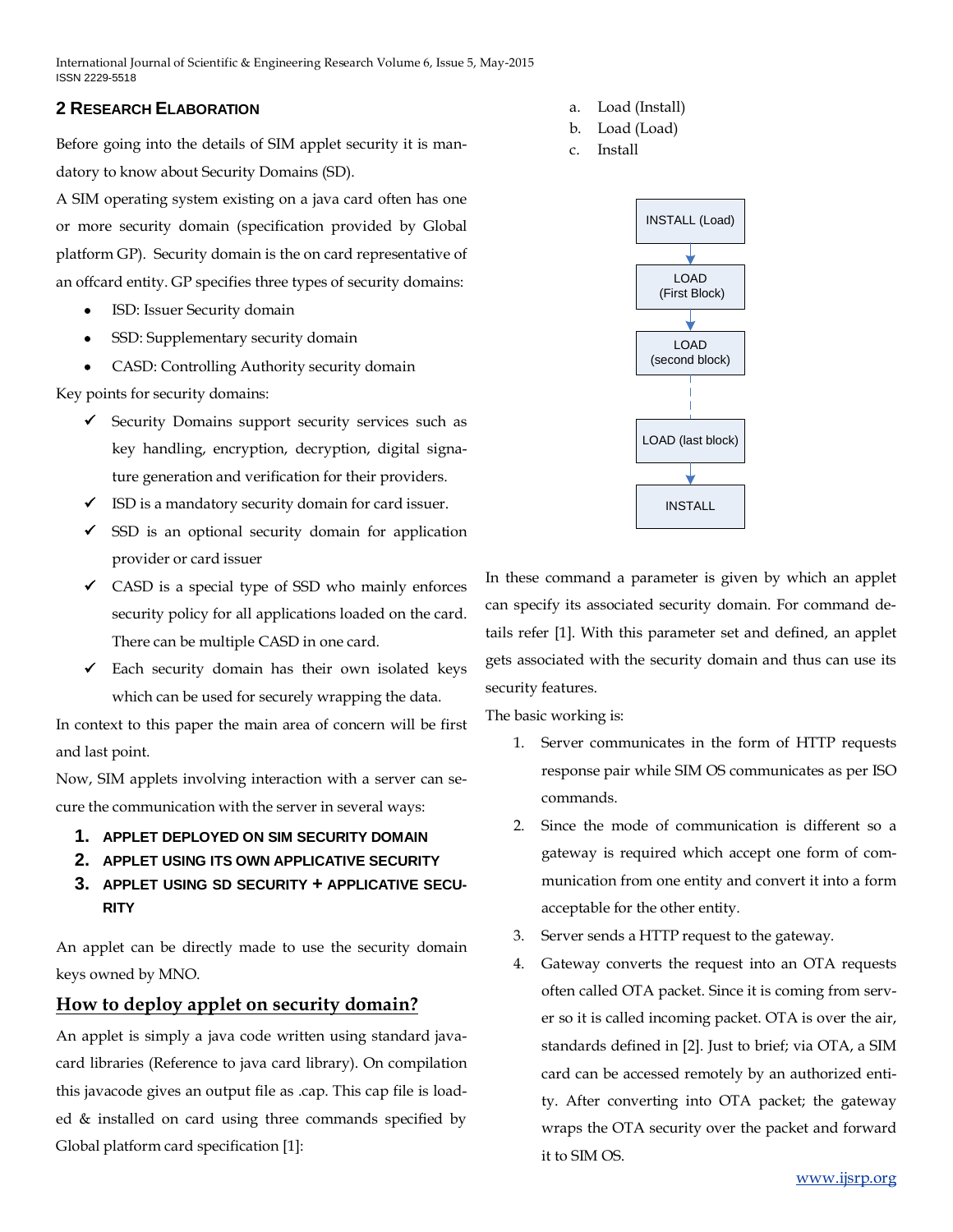## 2 Research Elaboration

Before going into the details of SIM applet security it is mandatory to know about Security Domains (SD).

A SIM operating system existing on a java card often has one or more security domain (specification provided by Global platform GP). Security domain is the on card representative of an offcard entity. GP specifies three types of security domains:

- ISD: Issuer Security domain
- SSD: Supplementary security domain
- CASD: Controlling Authority security domain

Key points for security domains:

- ✓ Security Domains support security services such as key handling, encryption, decryption, digital signature generation and verification for their providers.
- ✓ ISD is a mandatory security domain for card issuer.
- ✓ SSD is an optional security domain for application provider or card issuer
- ✓ CASD is a special type of SSD who mainly enforces security policy for all applications loaded on the card. There can be multiple CASD in one card.
- ✓ Each security domain has their own isolated keys which can be used for securely wrapping the data.

In context to this paper the main area of concern will be first and last point.

Now, SIM applets involving interaction with a server can secure the communication with the server in several ways:

1. **APPLET DEPLOYED ON SIM SECURITY DOMAIN**
2. **APPLET USING ITS OWN APPLICATIVE SECURITY**
3. **APPLET USING SD SECURITY + APPLICATIVE SECURITY**

An applet can be directly made to use the security domain keys owned by MNO.

### How to deploy applet on security domain?

An applet is simply a java code written using standard javacard libraries (Reference to java card library). On compilation this javacode gives an output file as .cap. This cap file is loaded & installed on card using three commands specified by Global platform card specification [1]:

a. Load (Install)
b. Load (Load)
c. Install

INSTALL (Load) → LOAD (First Block) → LOAD (second block) → ... → LOAD (last block) → INSTALL

In these command a parameter is given by which an applet can specify its associated security domain. For command details refer [1]. With this parameter set and defined, an applet gets associated with the security domain and thus can use its security features.

The basic working is:

1. Server communicates in the form of HTTP requests response pair while SIM OS communicates as per ISO commands.
2. Since the mode of communication is different so a gateway is required which accept one form of communication from one entity and convert it into a form acceptable for the other entity.
3. Server sends a HTTP request to the gateway.
4. Gateway converts the request into an OTA requests often called OTA packet. Since it is coming from server so it is called incoming packet. OTA is over the air, standards defined in [2]. Just to brief; via OTA, a SIM card can be accessed remotely by an authorized entity. After converting into OTA packet; the gateway wraps the OTA security over the packet and forward it to SIM OS.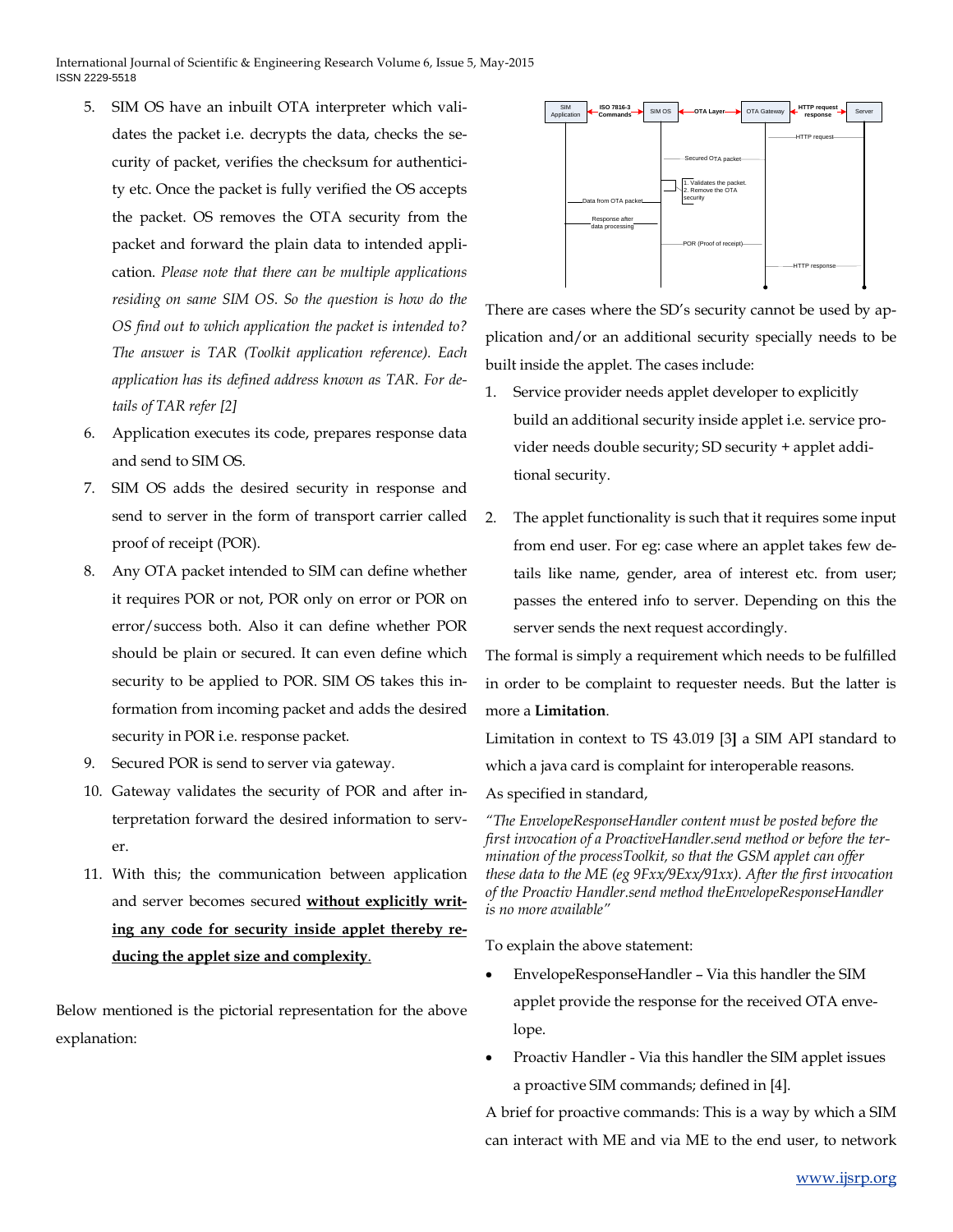5. SIM OS have an inbuilt OTA interpreter which validates the packet i.e. decrypts the data, checks the security of packet, verifies the checksum for authenticity etc. Once the packet is fully verified the OS accepts the packet. OS removes the OTA security from the packet and forward the plain data to intended application. *Please note that there can be multiple applications residing on same SIM OS. So the question is how do the OS find out to which application the packet is intended to? The answer is TAR (Toolkit application reference). Each application has its defined address known as TAR. For details of TAR refer [2]*
6. Application executes its code, prepares response data and send to SIM OS.
7. SIM OS adds the desired security in response and send to server in the form of transport carrier called proof of receipt (POR).
8. Any OTA packet intended to SIM can define whether it requires POR or not, POR only on error or POR on error/success both. Also it can define whether POR should be plain or secured. It can even define which security to be applied to POR. SIM OS takes this information from incoming packet and adds the desired security in POR i.e. response packet.
9. Secured POR is send to server via gateway.
10. Gateway validates the security of POR and after interpretation forward the desired information to server.
11. With this; the communication between application and server becomes secured **without explicitly writing any code for security inside applet thereby reducing the applet size and complexity**.

Below mentioned is the pictorial representation for the above explanation:

There are cases where the SD's security cannot be used by application and/or an additional security specially needs to be built inside the applet. The cases include:

1. Service provider needs applet developer to explicitly build an additional security inside applet i.e. service provider needs double security; SD security + applet additional security.
2. The applet functionality is such that it requires some input from end user. For eg: case where an applet takes few details like name, gender, area of interest etc. from user; passes the entered info to server. Depending on this the server sends the next request accordingly.

The formal is simply a requirement which needs to be fulfilled in order to be complaint to requester needs. But the latter is more a **Limitation**.

Limitation in context to TS 43.019 [3] a SIM API standard to which a java card is complaint for interoperable reasons.

As specified in standard,

*"The EnvelopeResponseHandler content must be posted before the first invocation of a ProactiveHandler.send method or before the termination of the processToolkit, so that the GSM applet can offer these data to the ME (eg 9Fxx/9Exx/91xx). After the first invocation of the Proactiv Handler.send method theEnvelopeResponseHandler is no more available"*

To explain the above statement:

- EnvelopeResponseHandler – Via this handler the SIM applet provide the response for the received OTA envelope.
- Proactiv Handler - Via this handler the SIM applet issues a proactive SIM commands; defined in [4].

A brief for proactive commands: This is a way by which a SIM can interact with ME and via ME to the end user, to network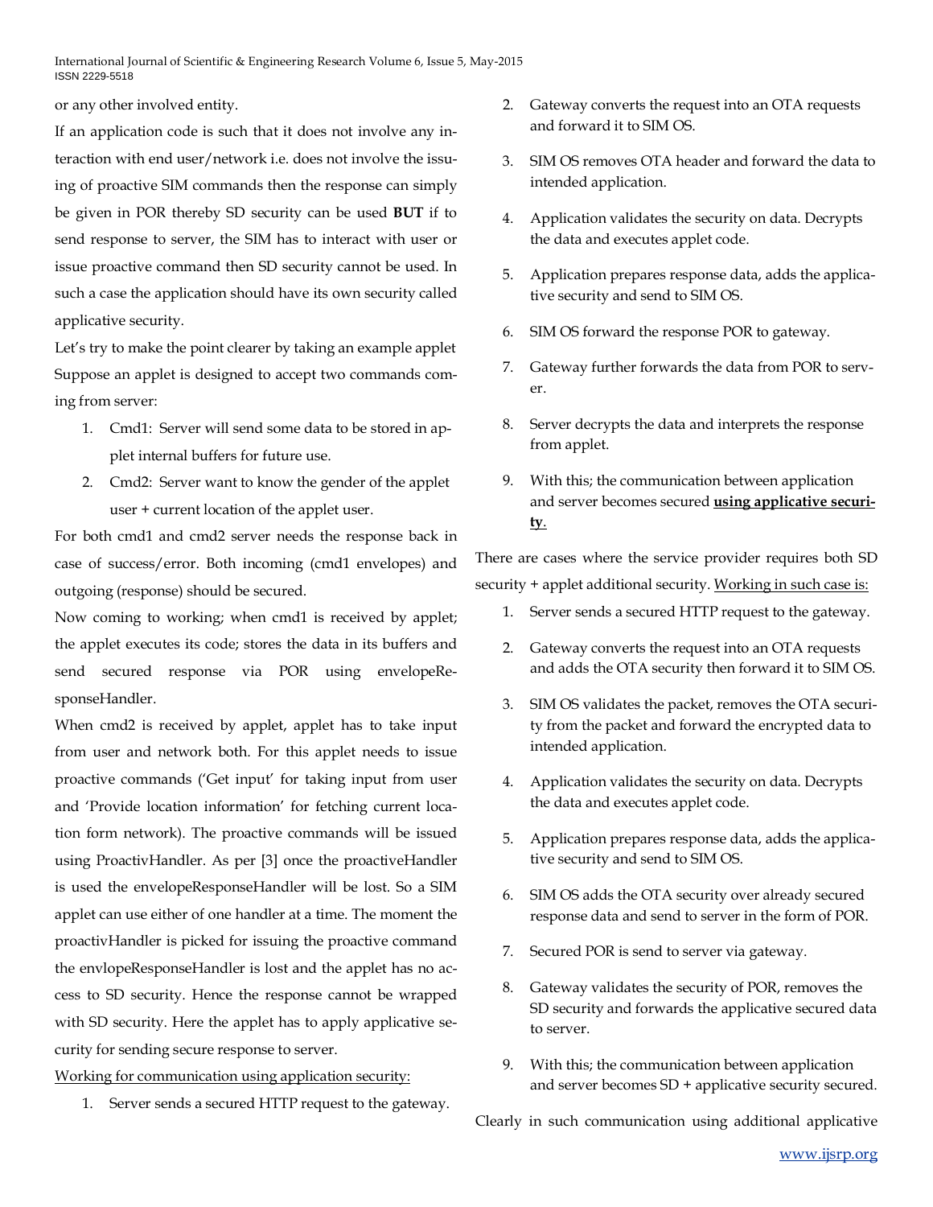or any other involved entity.

If an application code is such that it does not involve any interaction with end user/network i.e. does not involve the issuing of proactive SIM commands then the response can simply be given in POR thereby SD security can be used **BUT** if to send response to server, the SIM has to interact with user or issue proactive command then SD security cannot be used. In such a case the application should have its own security called applicative security.

Let's try to make the point clearer by taking an example applet Suppose an applet is designed to accept two commands coming from server:

1. Cmd1: Server will send some data to be stored in applet internal buffers for future use.
2. Cmd2: Server want to know the gender of the applet user + current location of the applet user.

For both cmd1 and cmd2 server needs the response back in case of success/error. Both incoming (cmd1 envelopes) and outgoing (response) should be secured.

Now coming to working; when cmd1 is received by applet; the applet executes its code; stores the data in its buffers and send secured response via POR using envelopeResponseHandler.

When cmd2 is received by applet, applet has to take input from user and network both. For this applet needs to issue proactive commands ('Get input' for taking input from user and 'Provide location information' for fetching current location form network). The proactive commands will be issued using ProactivHandler. As per [3] once the proactiveHandler is used the envelopeResponseHandler will be lost. So a SIM applet can use either of one handler at a time. The moment the proactivHandler is picked for issuing the proactive command the envlopeResponseHandler is lost and the applet has no access to SD security. Hence the response cannot be wrapped with SD security. Here the applet has to apply applicative security for sending secure response to server.

<u>Working for communication using application security:</u>

1. Server sends a secured HTTP request to the gateway.
2. Gateway converts the request into an OTA requests and forward it to SIM OS.
3. SIM OS removes OTA header and forward the data to intended application.
4. Application validates the security on data. Decrypts the data and executes applet code.
5. Application prepares response data, adds the applicative security and send to SIM OS.
6. SIM OS forward the response POR to gateway.
7. Gateway further forwards the data from POR to server.
8. Server decrypts the data and interprets the response from applet.
9. With this; the communication between application and server becomes secured <u>**using applicative security**</u>.

There are cases where the service provider requires both SD security + applet additional security. <u>Working in such case is:</u>

1. Server sends a secured HTTP request to the gateway.
2. Gateway converts the request into an OTA requests and adds the OTA security then forward it to SIM OS.
3. SIM OS validates the packet, removes the OTA security from the packet and forward the encrypted data to intended application.
4. Application validates the security on data. Decrypts the data and executes applet code.
5. Application prepares response data, adds the applicative security and send to SIM OS.
6. SIM OS adds the OTA security over already secured response data and send to server in the form of POR.
7. Secured POR is send to server via gateway.
8. Gateway validates the security of POR, removes the SD security and forwards the applicative secured data to server.
9. With this; the communication between application and server becomes SD + applicative security secured.

Clearly in such communication using additional applicative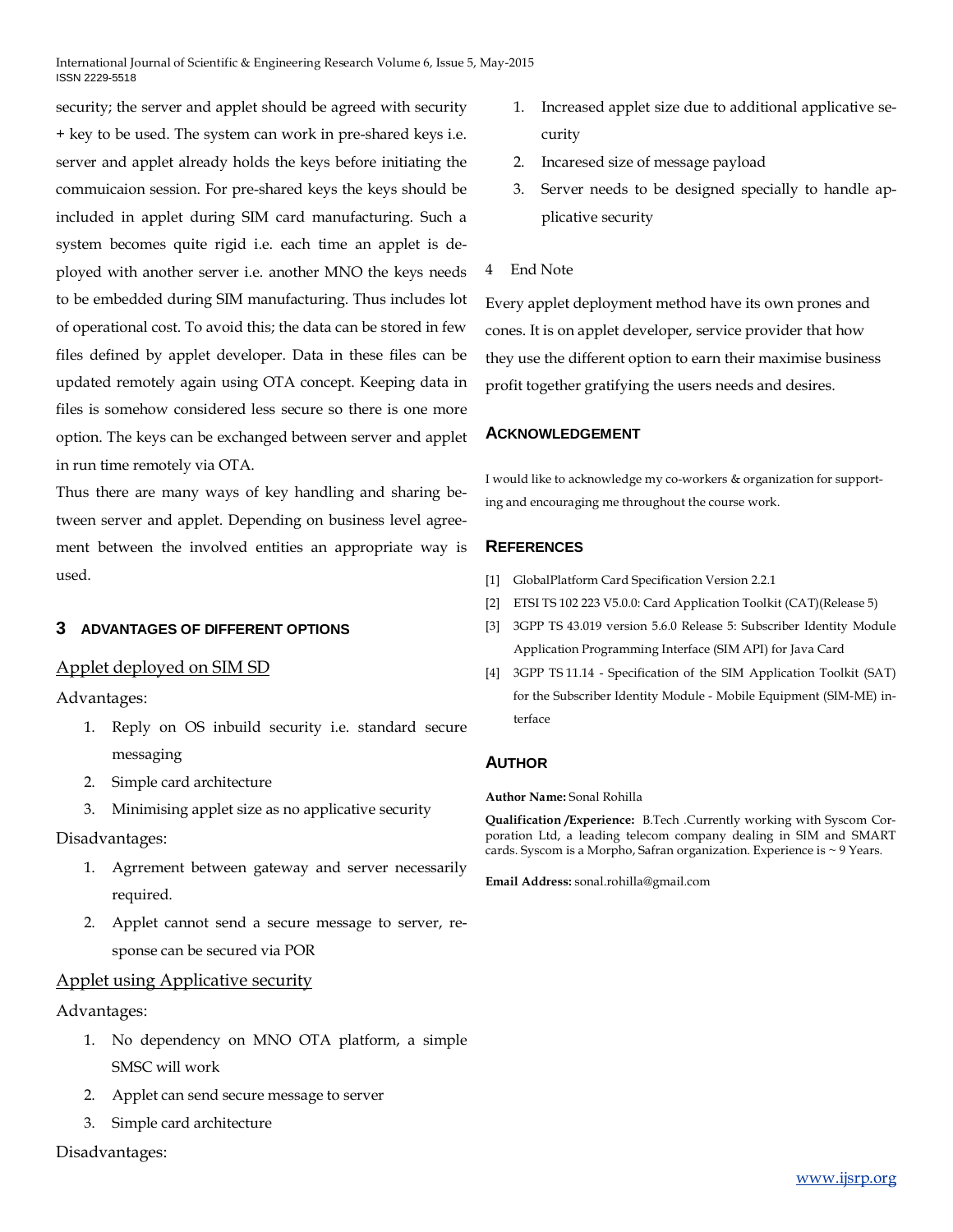security; the server and applet should be agreed with security + key to be used. The system can work in pre-shared keys i.e. server and applet already holds the keys before initiating the commuicaion session. For pre-shared keys the keys should be included in applet during SIM card manufacturing. Such a system becomes quite rigid i.e. each time an applet is deployed with another server i.e. another MNO the keys needs to be embedded during SIM manufacturing. Thus includes lot of operational cost. To avoid this; the data can be stored in few files defined by applet developer. Data in these files can be updated remotely again using OTA concept. Keeping data in files is somehow considered less secure so there is one more option. The keys can be exchanged between server and applet in run time remotely via OTA.

Thus there are many ways of key handling and sharing between server and applet. Depending on business level agreement between the involved entities an appropriate way is used.

## 3 ADVANTAGES OF DIFFERENT OPTIONS

<u>Applet deployed on SIM SD</u>

Advantages:

1. Reply on OS inbuild security i.e. standard secure messaging
2. Simple card architecture
3. Minimising applet size as no applicative security

Disadvantages:

1. Agrrement between gateway and server necessarily required.
2. Applet cannot send a secure message to server, response can be secured via POR

<u>Applet using Applicative security</u>

Advantages:

1. No dependency on MNO OTA platform, a simple SMSC will work
2. Applet can send secure message to server
3. Simple card architecture

Disadvantages:

1. Increased applet size due to additional applicative security
2. Incaresed size of message payload
3. Server needs to be designed specially to handle applicative security

## 4 End Note

Every applet deployment method have its own prones and cones. It is on applet developer, service provider that how they use the different option to earn their maximise business profit together gratifying the users needs and desires.

## ACKNOWLEDGEMENT

I would like to acknowledge my co-workers & organization for supporting and encouraging me throughout the course work.

## REFERENCES

[1] GlobalPlatform Card Specification Version 2.2.1

[2] ETSI TS 102 223 V5.0.0: Card Application Toolkit (CAT)(Release 5)

[3] 3GPP TS 43.019 version 5.6.0 Release 5: Subscriber Identity Module Application Programming Interface (SIM API) for Java Card

[4] 3GPP TS 11.14 - Specification of the SIM Application Toolkit (SAT) for the Subscriber Identity Module - Mobile Equipment (SIM-ME) interface

## AUTHOR

**Author Name:** Sonal Rohilla

**Qualification /Experience:** B.Tech .Currently working with Syscom Corporation Ltd, a leading telecom company dealing in SIM and SMART cards. Syscom is a Morpho, Safran organization. Experience is ~ 9 Years.

**Email Address:** sonal.rohilla@gmail.com